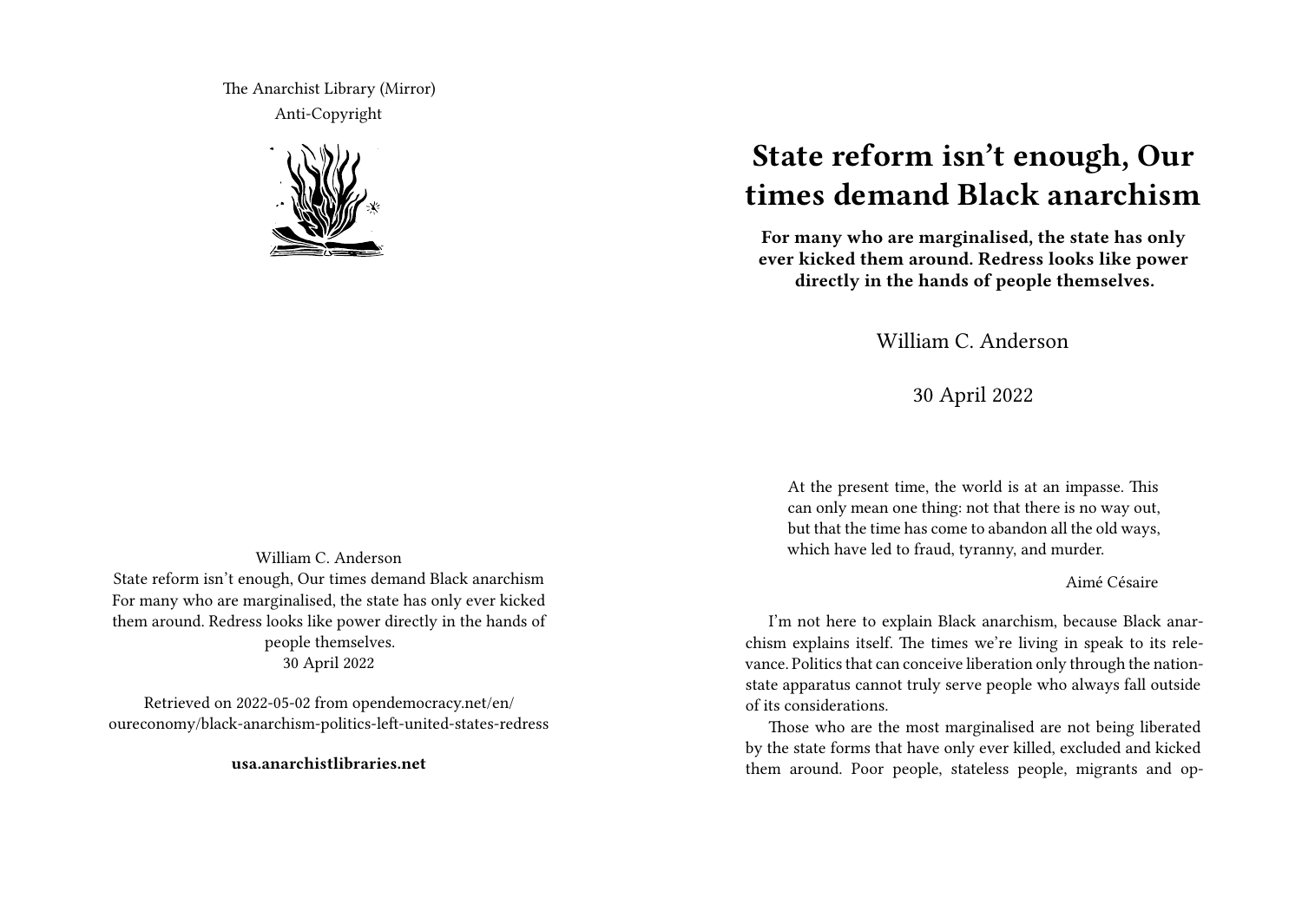The Anarchist Library (Mirror)
Anti-Copyright

William C. Anderson
State reform isn't enough, Our times demand Black anarchism
For many who are marginalised, the state has only ever kicked them around. Redress looks like power directly in the hands of people themselves.
30 April 2022

Retrieved on 2022-05-02 from opendemocracy.net/en/oureconomy/black-anarchism-politics-left-united-states-redress

**usa.anarchistlibraries.net**

# State reform isn't enough, Our times demand Black anarchism

**For many who are marginalised, the state has only ever kicked them around. Redress looks like power directly in the hands of people themselves.**

William C. Anderson

30 April 2022

> At the present time, the world is at an impasse. This can only mean one thing: not that there is no way out, but that the time has come to abandon all the old ways, which have led to fraud, tyranny, and murder.
>
> Aimé Césaire

I'm not here to explain Black anarchism, because Black anarchism explains itself. The times we're living in speak to its relevance. Politics that can conceive liberation only through the nation-state apparatus cannot truly serve people who always fall outside of its considerations.

Those who are the most marginalised are not being liberated by the state forms that have only ever killed, excluded and kicked them around. Poor people, stateless people, migrants and op-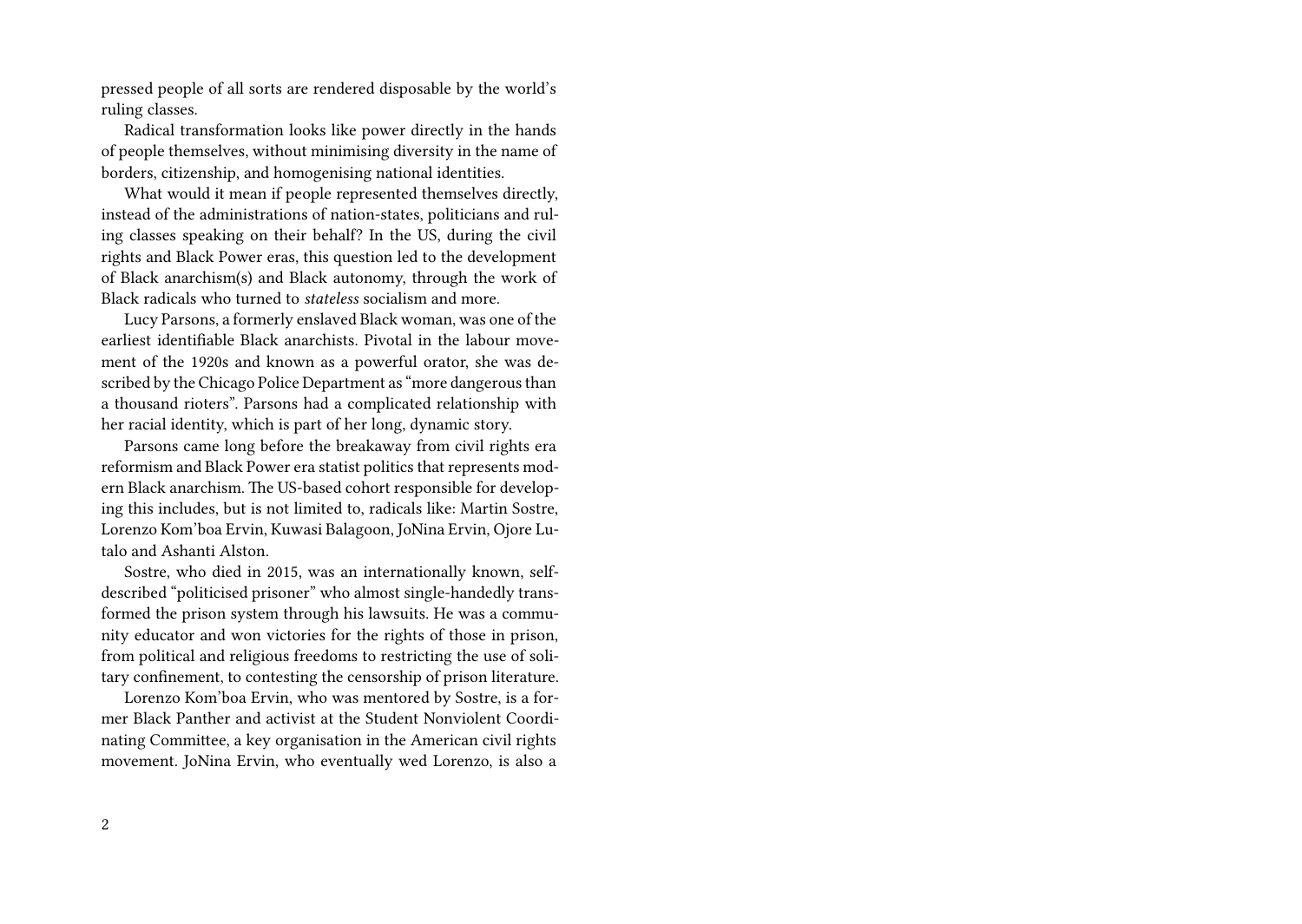pressed people of all sorts are rendered disposable by the world's ruling classes.

Radical transformation looks like power directly in the hands of people themselves, without minimising diversity in the name of borders, citizenship, and homogenising national identities.

What would it mean if people represented themselves directly, instead of the administrations of nation-states, politicians and ruling classes speaking on their behalf? In the US, during the civil rights and Black Power eras, this question led to the development of Black anarchism(s) and Black autonomy, through the work of Black radicals who turned to *stateless* socialism and more.

Lucy Parsons, a formerly enslaved Black woman, was one of the earliest identifiable Black anarchists. Pivotal in the labour movement of the 1920s and known as a powerful orator, she was described by the Chicago Police Department as "more dangerous than a thousand rioters". Parsons had a complicated relationship with her racial identity, which is part of her long, dynamic story.

Parsons came long before the breakaway from civil rights era reformism and Black Power era statist politics that represents modern Black anarchism. The US-based cohort responsible for developing this includes, but is not limited to, radicals like: Martin Sostre, Lorenzo Kom'boa Ervin, Kuwasi Balagoon, JoNina Ervin, Ojore Lutalo and Ashanti Alston.

Sostre, who died in 2015, was an internationally known, self-described "politicised prisoner" who almost single-handedly transformed the prison system through his lawsuits. He was a community educator and won victories for the rights of those in prison, from political and religious freedoms to restricting the use of solitary confinement, to contesting the censorship of prison literature.

Lorenzo Kom'boa Ervin, who was mentored by Sostre, is a former Black Panther and activist at the Student Nonviolent Coordinating Committee, a key organisation in the American civil rights movement. JoNina Ervin, who eventually wed Lorenzo, is also a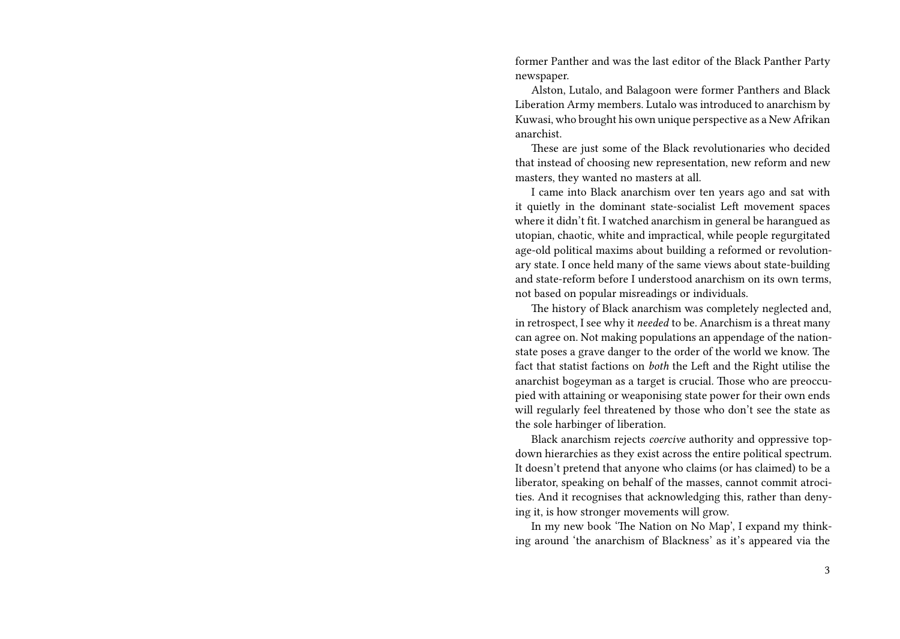former Panther and was the last editor of the Black Panther Party newspaper.

Alston, Lutalo, and Balagoon were former Panthers and Black Liberation Army members. Lutalo was introduced to anarchism by Kuwasi, who brought his own unique perspective as a New Afrikan anarchist.

These are just some of the Black revolutionaries who decided that instead of choosing new representation, new reform and new masters, they wanted no masters at all.

I came into Black anarchism over ten years ago and sat with it quietly in the dominant state-socialist Left movement spaces where it didn't fit. I watched anarchism in general be harangued as utopian, chaotic, white and impractical, while people regurgitated age-old political maxims about building a reformed or revolutionary state. I once held many of the same views about state-building and state-reform before I understood anarchism on its own terms, not based on popular misreadings or individuals.

The history of Black anarchism was completely neglected and, in retrospect, I see why it *needed* to be. Anarchism is a threat many can agree on. Not making populations an appendage of the nation-state poses a grave danger to the order of the world we know. The fact that statist factions on *both* the Left and the Right utilise the anarchist bogeyman as a target is crucial. Those who are preoccupied with attaining or weaponising state power for their own ends will regularly feel threatened by those who don't see the state as the sole harbinger of liberation.

Black anarchism rejects *coercive* authority and oppressive top-down hierarchies as they exist across the entire political spectrum. It doesn't pretend that anyone who claims (or has claimed) to be a liberator, speaking on behalf of the masses, cannot commit atrocities. And it recognises that acknowledging this, rather than denying it, is how stronger movements will grow.

In my new book 'The Nation on No Map', I expand my thinking around 'the anarchism of Blackness' as it's appeared via the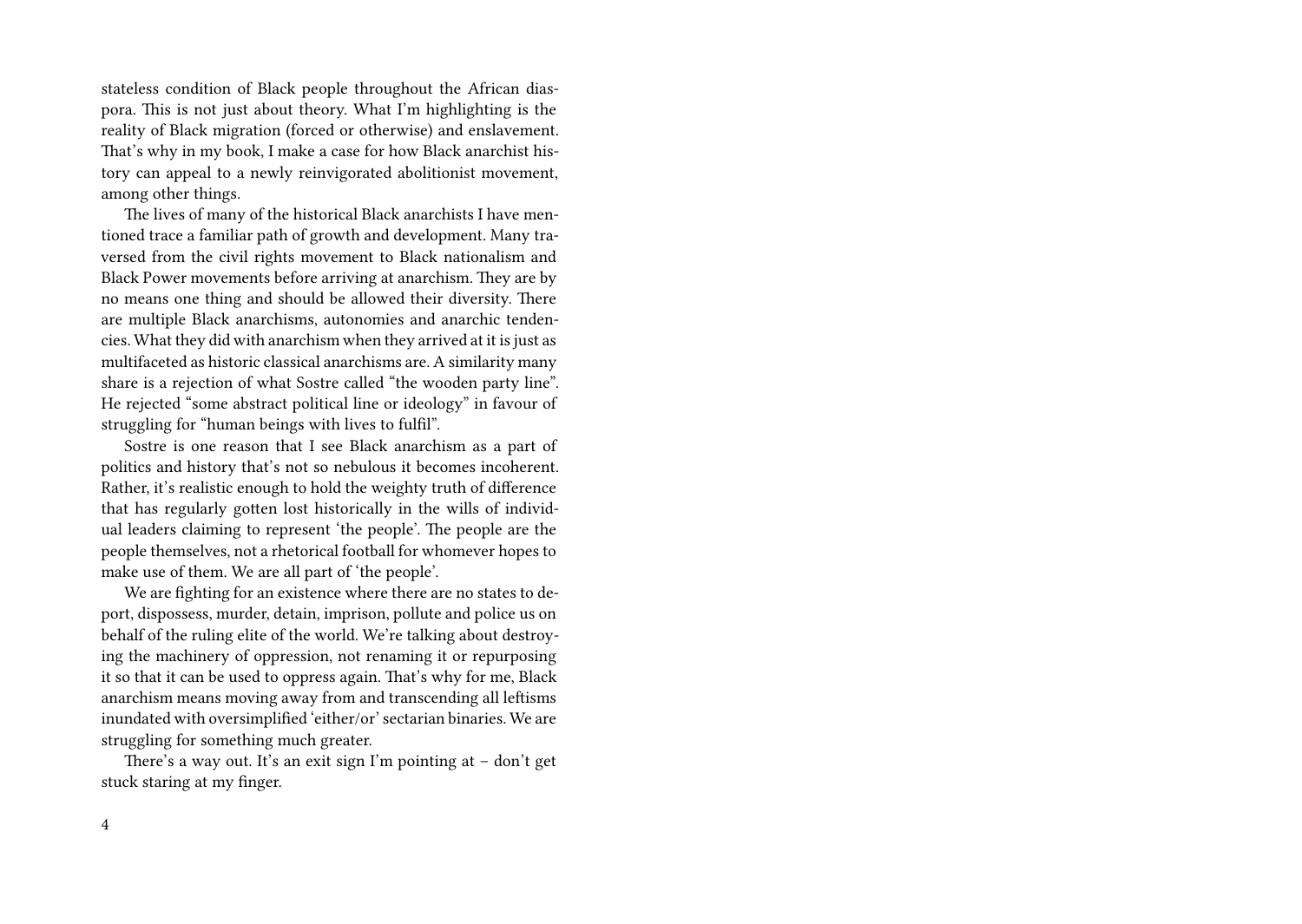stateless condition of Black people throughout the African diaspora. This is not just about theory. What I'm highlighting is the reality of Black migration (forced or otherwise) and enslavement. That's why in my book, I make a case for how Black anarchist history can appeal to a newly reinvigorated abolitionist movement, among other things.

The lives of many of the historical Black anarchists I have mentioned trace a familiar path of growth and development. Many traversed from the civil rights movement to Black nationalism and Black Power movements before arriving at anarchism. They are by no means one thing and should be allowed their diversity. There are multiple Black anarchisms, autonomies and anarchic tendencies. What they did with anarchism when they arrived at it is just as multifaceted as historic classical anarchisms are. A similarity many share is a rejection of what Sostre called "the wooden party line". He rejected "some abstract political line or ideology" in favour of struggling for "human beings with lives to fulfil".

Sostre is one reason that I see Black anarchism as a part of politics and history that's not so nebulous it becomes incoherent. Rather, it's realistic enough to hold the weighty truth of difference that has regularly gotten lost historically in the wills of individual leaders claiming to represent 'the people'. The people are the people themselves, not a rhetorical football for whomever hopes to make use of them. We are all part of 'the people'.

We are fighting for an existence where there are no states to deport, dispossess, murder, detain, imprison, pollute and police us on behalf of the ruling elite of the world. We're talking about destroying the machinery of oppression, not renaming it or repurposing it so that it can be used to oppress again. That's why for me, Black anarchism means moving away from and transcending all leftisms inundated with oversimplified 'either/or' sectarian binaries. We are struggling for something much greater.

There's a way out. It's an exit sign I'm pointing at – don't get stuck staring at my finger.